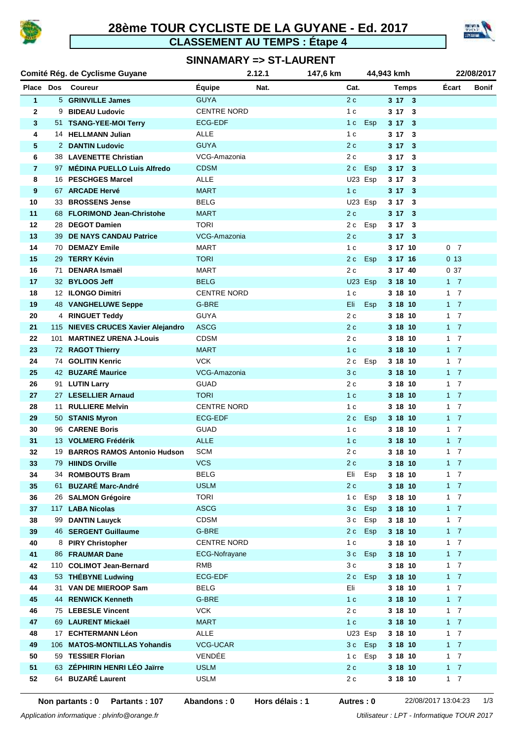# 28ème TOUR CYCLISTE DE LA GUYANE - Ed. 2017

## CLASSEMENT AU TEMPS : Étape 4

### SINNAMARY => ST-LAURENT

**Comité Rég. de Cyclisme Guyane** | 2.12.1 | 147,6 km | 44,943 kmh | 22/08/2017

| Place | Dos | Coureur | Équipe | Nat. | Cat. | | Temps | Écart | Bonif |
|---|---|---|---|---|---|---|---|---|---|
| 1 | 5 | **GRINVILLE James** | GUYA | | 2 c | | 3 17 3 | | |
| 2 | 9 | **BIDEAU Ludovic** | CENTRE NORD | | 1 c | | 3 17 3 | | |
| 3 | 51 | **TSANG-YEE-MOI Terry** | ECG-EDF | | 1 c | Esp | 3 17 3 | | |
| 4 | 14 | **HELLMANN Julian** | ALLE | | 1 c | | 3 17 3 | | |
| 5 | 2 | **DANTIN Ludovic** | GUYA | | 2 c | | 3 17 3 | | |
| 6 | 38 | **LAVENETTE Christian** | VCG-Amazonia | | 2 c | | 3 17 3 | | |
| 7 | 97 | **MÉDINA PUELLO Luis Alfredo** | CDSM | | 2 c | Esp | 3 17 3 | | |
| 8 | 16 | **PESCHGES Marcel** | ALLE | | U23 | Esp | 3 17 3 | | |
| 9 | 67 | **ARCADE Hervé** | MART | | 1 c | | 3 17 3 | | |
| 10 | 33 | **BROSSENS Jense** | BELG | | U23 | Esp | 3 17 3 | | |
| 11 | 68 | **FLORIMOND Jean-Christohe** | MART | | 2 c | | 3 17 3 | | |
| 12 | 28 | **DEGOT Damien** | TORI | | 2 c | Esp | 3 17 3 | | |
| 13 | 39 | **DE NAYS CANDAU Patrice** | VCG-Amazonia | | 2 c | | 3 17 3 | | |
| 14 | 70 | **DEMAZY Emile** | MART | | 1 c | | 3 17 10 | 0 7 | |
| 15 | 29 | **TERRY Kévin** | TORI | | 2 c | Esp | 3 17 16 | 0 13 | |
| 16 | 71 | **DENARA Ismaël** | MART | | 2 c | | 3 17 40 | 0 37 | |
| 17 | 32 | **BYLOOS Jeff** | BELG | | U23 | Esp | 3 18 10 | 1 7 | |
| 18 | 12 | **ILONGO Dimitri** | CENTRE NORD | | 1 c | | 3 18 10 | 1 7 | |
| 19 | 48 | **VANGHELUWE Seppe** | G-BRE | | Eli | Esp | 3 18 10 | 1 7 | |
| 20 | 4 | **RINGUET Teddy** | GUYA | | 2 c | | 3 18 10 | 1 7 | |
| 21 | 115 | **NIEVES CRUCES Xavier Alejandro** | ASCG | | 2 c | | 3 18 10 | 1 7 | |
| 22 | 101 | **MARTINEZ URENA J-Louis** | CDSM | | 2 c | | 3 18 10 | 1 7 | |
| 23 | 72 | **RAGOT Thierry** | MART | | 1 c | | 3 18 10 | 1 7 | |
| 24 | 74 | **GOLITIN Kenric** | VCK | | 2 c | Esp | 3 18 10 | 1 7 | |
| 25 | 42 | **BUZARÉ Maurice** | VCG-Amazonia | | 3 c | | 3 18 10 | 1 7 | |
| 26 | 91 | **LUTIN Larry** | GUAD | | 2 c | | 3 18 10 | 1 7 | |
| 27 | 27 | **LESELLIER Arnaud** | TORI | | 1 c | | 3 18 10 | 1 7 | |
| 28 | 11 | **RULLIERE Melvin** | CENTRE NORD | | 1 c | | 3 18 10 | 1 7 | |
| 29 | 50 | **STANIS Myron** | ECG-EDF | | 2 c | Esp | 3 18 10 | 1 7 | |
| 30 | 96 | **CARENE Boris** | GUAD | | 1 c | | 3 18 10 | 1 7 | |
| 31 | 13 | **VOLMERG Frédérik** | ALLE | | 1 c | | 3 18 10 | 1 7 | |
| 32 | 19 | **BARROS RAMOS Antonio Hudson** | SCM | | 2 c | | 3 18 10 | 1 7 | |
| 33 | 79 | **HIINDS Orville** | VCS | | 2 c | | 3 18 10 | 1 7 | |
| 34 | 34 | **ROMBOUTS Bram** | BELG | | Eli | Esp | 3 18 10 | 1 7 | |
| 35 | 61 | **BUZARÉ Marc-André** | USLM | | 2 c | | 3 18 10 | 1 7 | |
| 36 | 26 | **SALMON Grégoire** | TORI | | 1 c | Esp | 3 18 10 | 1 7 | |
| 37 | 117 | **LABA Nicolas** | ASCG | | 3 c | Esp | 3 18 10 | 1 7 | |
| 38 | 99 | **DANTIN Lauyck** | CDSM | | 3 c | Esp | 3 18 10 | 1 7 | |
| 39 | 46 | **SERGENT Guillaume** | G-BRE | | 2 c | Esp | 3 18 10 | 1 7 | |
| 40 | 8 | **PIRY Christopher** | CENTRE NORD | | 1 c | | 3 18 10 | 1 7 | |
| 41 | 86 | **FRAUMAR Dane** | ECG-Nofrayane | | 3 c | Esp | 3 18 10 | 1 7 | |
| 42 | 110 | **COLIMOT Jean-Bernard** | RMB | | 3 c | | 3 18 10 | 1 7 | |
| 43 | 53 | **THÉBYNE Ludwing** | ECG-EDF | | 2 c | Esp | 3 18 10 | 1 7 | |
| 44 | 31 | **VAN DE MIEROOP Sam** | BELG | | Eli | | 3 18 10 | 1 7 | |
| 45 | 44 | **RENWICK Kenneth** | G-BRE | | 1 c | | 3 18 10 | 1 7 | |
| 46 | 75 | **LEBESLE Vincent** | VCK | | 2 c | | 3 18 10 | 1 7 | |
| 47 | 69 | **LAURENT Mickaël** | MART | | 1 c | | 3 18 10 | 1 7 | |
| 48 | 17 | **ECHTERMANN Léon** | ALLE | | U23 | Esp | 3 18 10 | 1 7 | |
| 49 | 106 | **MATOS-MONTILLAS Yohandis** | VCG-UCAR | | 3 c | Esp | 3 18 10 | 1 7 | |
| 50 | 59 | **TESSIER Florian** | VENDÉE | | 1 c | Esp | 3 18 10 | 1 7 | |
| 51 | 63 | **ZÉPHIRIN HENRI LÉO Jaïrre** | USLM | | 2 c | | 3 18 10 | 1 7 | |
| 52 | 64 | **BUZARÉ Laurent** | USLM | | 2 c | | 3 18 10 | 1 7 | |

**Non partants : 0** **Partants : 107** **Abandons : 0** **Hors délais : 1** **Autres : 0** 22/08/2017 13:04:23

*Application informatique : plvinfo@orange.fr* *Utilisateur : LPT - Informatique TOUR 2017*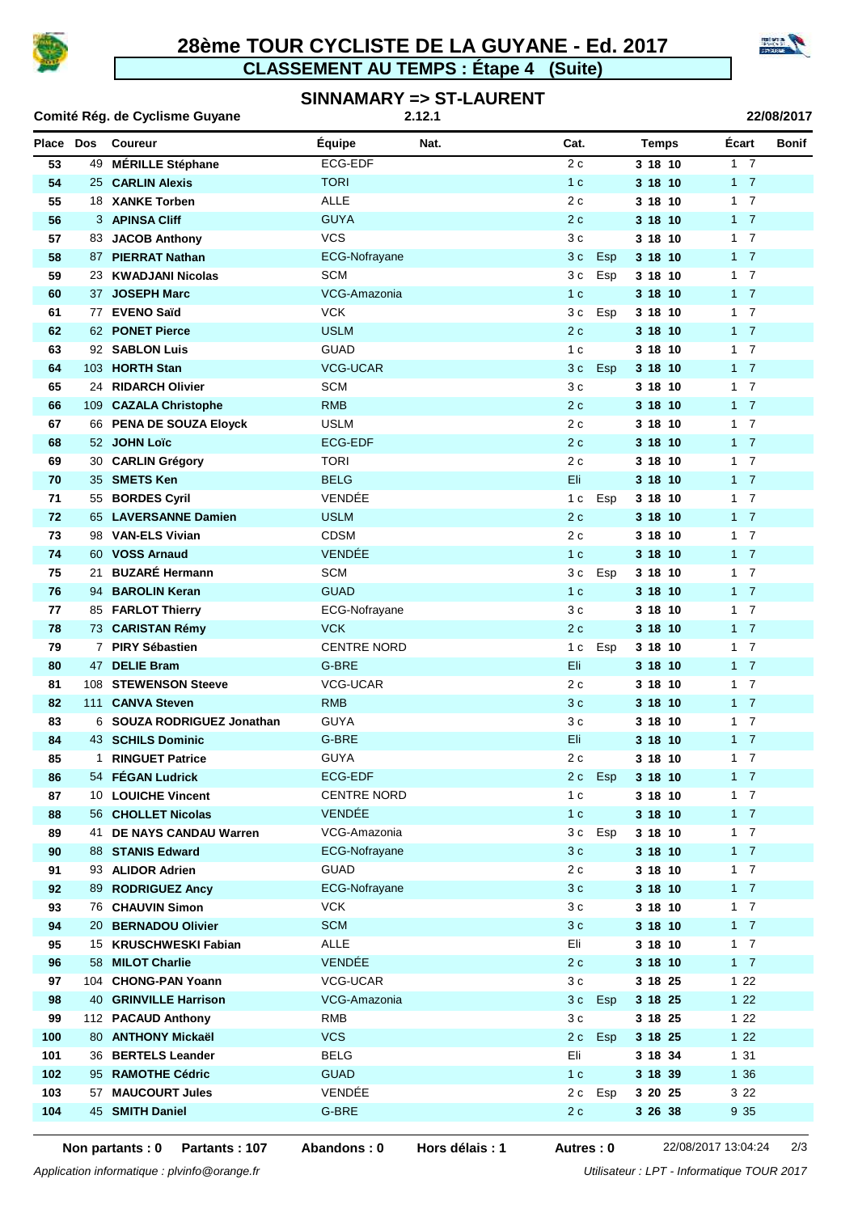# 28ème TOUR CYCLISTE DE LA GUYANE - Ed. 2017

## CLASSEMENT AU TEMPS : Étape 4 (Suite)

### SINNAMARY => ST-LAURENT

**Comité Rég. de Cyclisme Guyane** 2.12.1 **22/08/2017**

| Place | Dos | Coureur | Équipe | Nat. | Cat. | | Temps | Écart | Bonif |
|---|---|---|---|---|---|---|---|---|---|
| 53 | 49 | **MÉRILLE Stéphane** | ECG-EDF | | 2 c | | **3 18 10** | 1 7 | |
| 54 | 25 | **CARLIN Alexis** | TORI | | 1 c | | **3 18 10** | 1 7 | |
| 55 | 18 | **XANKE Torben** | ALLE | | 2 c | | **3 18 10** | 1 7 | |
| 56 | 3 | **APINSA Cliff** | GUYA | | 2 c | | **3 18 10** | 1 7 | |
| 57 | 83 | **JACOB Anthony** | VCS | | 3 c | | **3 18 10** | 1 7 | |
| 58 | 87 | **PIERRAT Nathan** | ECG-Nofrayane | | 3 c | Esp | **3 18 10** | 1 7 | |
| 59 | 23 | **KWADJANI Nicolas** | SCM | | 3 c | Esp | **3 18 10** | 1 7 | |
| 60 | 37 | **JOSEPH Marc** | VCG-Amazonia | | 1 c | | **3 18 10** | 1 7 | |
| 61 | 77 | **EVENO Saïd** | VCK | | 3 c | Esp | **3 18 10** | 1 7 | |
| 62 | 62 | **PONET Pierce** | USLM | | 2 c | | **3 18 10** | 1 7 | |
| 63 | 92 | **SABLON Luis** | GUAD | | 1 c | | **3 18 10** | 1 7 | |
| 64 | 103 | **HORTH Stan** | VCG-UCAR | | 3 c | Esp | **3 18 10** | 1 7 | |
| 65 | 24 | **RIDARCH Olivier** | SCM | | 3 c | | **3 18 10** | 1 7 | |
| 66 | 109 | **CAZALA Christophe** | RMB | | 2 c | | **3 18 10** | 1 7 | |
| 67 | 66 | **PENA DE SOUZA Eloyck** | USLM | | 2 c | | **3 18 10** | 1 7 | |
| 68 | 52 | **JOHN Loïc** | ECG-EDF | | 2 c | | **3 18 10** | 1 7 | |
| 69 | 30 | **CARLIN Grégory** | TORI | | 2 c | | **3 18 10** | 1 7 | |
| 70 | 35 | **SMETS Ken** | BELG | | Eli | | **3 18 10** | 1 7 | |
| 71 | 55 | **BORDES Cyril** | VENDÉE | | 1 c | Esp | **3 18 10** | 1 7 | |
| 72 | 65 | **LAVERSANNE Damien** | USLM | | 2 c | | **3 18 10** | 1 7 | |
| 73 | 98 | **VAN-ELS Vivian** | CDSM | | 2 c | | **3 18 10** | 1 7 | |
| 74 | 60 | **VOSS Arnaud** | VENDÉE | | 1 c | | **3 18 10** | 1 7 | |
| 75 | 21 | **BUZARÉ Hermann** | SCM | | 3 c | Esp | **3 18 10** | 1 7 | |
| 76 | 94 | **BAROLIN Keran** | GUAD | | 1 c | | **3 18 10** | 1 7 | |
| 77 | 85 | **FARLOT Thierry** | ECG-Nofrayane | | 3 c | | **3 18 10** | 1 7 | |
| 78 | 73 | **CARISTAN Rémy** | VCK | | 2 c | | **3 18 10** | 1 7 | |
| 79 | 7 | **PIRY Sébastien** | CENTRE NORD | | 1 c | Esp | **3 18 10** | 1 7 | |
| 80 | 47 | **DELIE Bram** | G-BRE | | Eli | | **3 18 10** | 1 7 | |
| 81 | 108 | **STEWENSON Steeve** | VCG-UCAR | | 2 c | | **3 18 10** | 1 7 | |
| 82 | 111 | **CANVA Steven** | RMB | | 3 c | | **3 18 10** | 1 7 | |
| 83 | 6 | **SOUZA RODRIGUEZ Jonathan** | GUYA | | 3 c | | **3 18 10** | 1 7 | |
| 84 | 43 | **SCHILS Dominic** | G-BRE | | Eli | | **3 18 10** | 1 7 | |
| 85 | 1 | **RINGUET Patrice** | GUYA | | 2 c | | **3 18 10** | 1 7 | |
| 86 | 54 | **FÉGAN Ludrick** | ECG-EDF | | 2 c | Esp | **3 18 10** | 1 7 | |
| 87 | 10 | **LOUICHE Vincent** | CENTRE NORD | | 1 c | | **3 18 10** | 1 7 | |
| 88 | 56 | **CHOLLET Nicolas** | VENDÉE | | 1 c | | **3 18 10** | 1 7 | |
| 89 | 41 | **DE NAYS CANDAU Warren** | VCG-Amazonia | | 3 c | Esp | **3 18 10** | 1 7 | |
| 90 | 88 | **STANIS Edward** | ECG-Nofrayane | | 3 c | | **3 18 10** | 1 7 | |
| 91 | 93 | **ALIDOR Adrien** | GUAD | | 2 c | | **3 18 10** | 1 7 | |
| 92 | 89 | **RODRIGUEZ Ancy** | ECG-Nofrayane | | 3 c | | **3 18 10** | 1 7 | |
| 93 | 76 | **CHAUVIN Simon** | VCK | | 3 c | | **3 18 10** | 1 7 | |
| 94 | 20 | **BERNADOU Olivier** | SCM | | 3 c | | **3 18 10** | 1 7 | |
| 95 | 15 | **KRUSCHWESKI Fabian** | ALLE | | Eli | | **3 18 10** | 1 7 | |
| 96 | 58 | **MILOT Charlie** | VENDÉE | | 2 c | | **3 18 10** | 1 7 | |
| 97 | 104 | **CHONG-PAN Yoann** | VCG-UCAR | | 3 c | | **3 18 25** | 1 22 | |
| 98 | 40 | **GRINVILLE Harrison** | VCG-Amazonia | | 3 c | Esp | **3 18 25** | 1 22 | |
| 99 | 112 | **PACAUD Anthony** | RMB | | 3 c | | **3 18 25** | 1 22 | |
| 100 | 80 | **ANTHONY Mickaël** | VCS | | 2 c | Esp | **3 18 25** | 1 22 | |
| 101 | 36 | **BERTELS Leander** | BELG | | Eli | | **3 18 34** | 1 31 | |
| 102 | 95 | **RAMOTHE Cédric** | GUAD | | 1 c | | **3 18 39** | 1 36 | |
| 103 | 57 | **MAUCOURT Jules** | VENDÉE | | 2 c | Esp | **3 20 25** | 3 22 | |
| 104 | 45 | **SMITH Daniel** | G-BRE | | 2 c | | **3 26 38** | 9 35 | |

**Non partants : 0** **Partants : 107** **Abandons : 0** **Hors délais : 1** **Autres : 0** 22/08/2017 13:04:24

*Application informatique : plvinfo@orange.fr* *Utilisateur : LPT - Informatique TOUR 2017*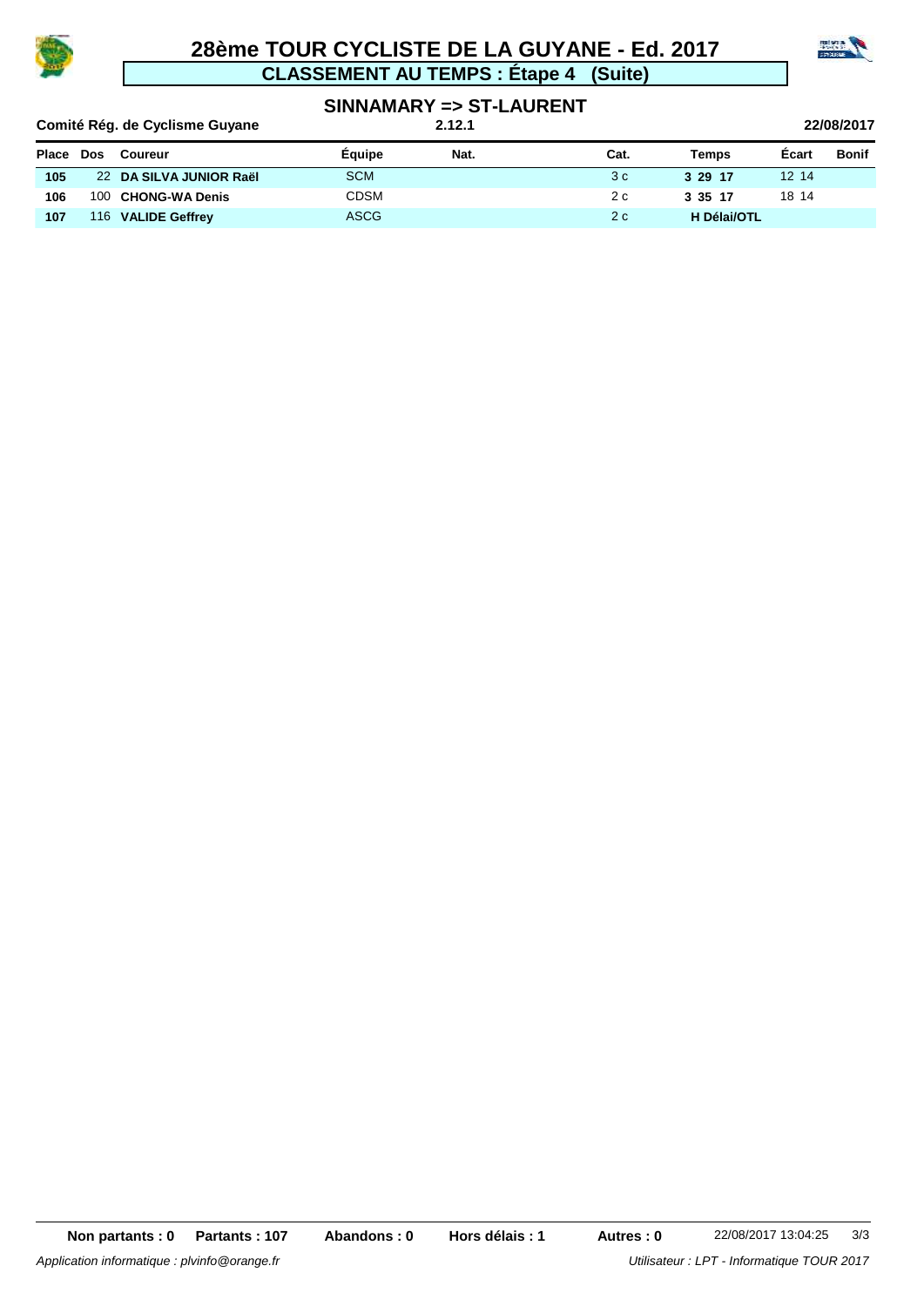# 28ème TOUR CYCLISTE DE LA GUYANE - Ed. 2017

## CLASSEMENT AU TEMPS : Étape 4 (Suite)

### SINNAMARY => ST-LAURENT

**Comité Rég. de Cyclisme Guyane** **2.12.1** **22/08/2017**

| Place | Dos | Coureur | Équipe | Nat. | Cat. | Temps | Écart | Bonif |
|---|---|---|---|---|---|---|---|---|
| 105 | 22 | **DA SILVA JUNIOR Raël** | SCM | | 3 c | **3 29 17** | 12 14 | |
| 106 | 100 | **CHONG-WA Denis** | CDSM | | 2 c | **3 35 17** | 18 14 | |
| 107 | 116 | **VALIDE Geffrey** | ASCG | | 2 c | **H Délai/OTL** | | |

**Non partants : 0** **Partants : 107** **Abandons : 0** **Hors délais : 1** **Autres : 0** 22/08/2017 13:04:25

*Application informatique : plvinfo@orange.fr* *Utilisateur : LPT - Informatique TOUR 2017*